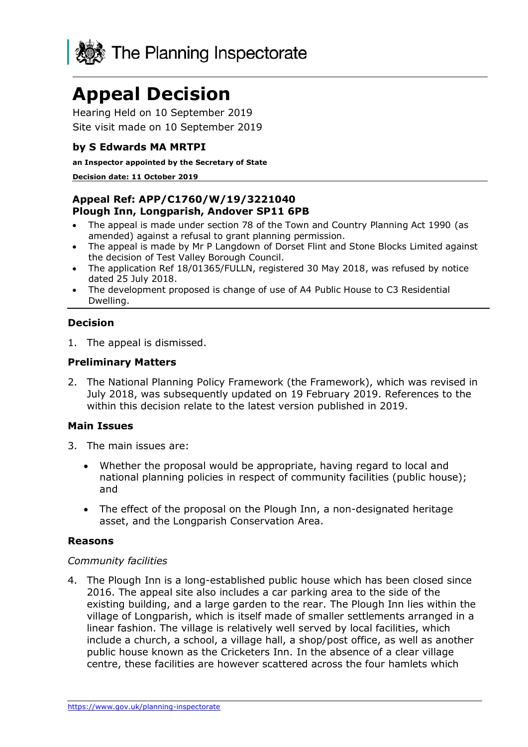The Planning Inspectorate

# Appeal Decision

Hearing Held on 10 September 2019

Site visit made on 10 September 2019

### by S Edwards MA MRTPI

**an Inspector appointed by the Secretary of State**

**Decision date: 11 October 2019**

### Appeal Ref: APP/C1760/W/19/3221040
### Plough Inn, Longparish, Andover SP11 6PB

- The appeal is made under section 78 of the Town and Country Planning Act 1990 (as amended) against a refusal to grant planning permission.
- The appeal is made by Mr P Langdown of Dorset Flint and Stone Blocks Limited against the decision of Test Valley Borough Council.
- The application Ref 18/01365/FULLN, registered 30 May 2018, was refused by notice dated 25 July 2018.
- The development proposed is change of use of A4 Public House to C3 Residential Dwelling.

## Decision

1. The appeal is dismissed.

## Preliminary Matters

2. The National Planning Policy Framework (the Framework), which was revised in July 2018, was subsequently updated on 19 February 2019. References to the within this decision relate to the latest version published in 2019.

## Main Issues

3. The main issues are:

   - Whether the proposal would be appropriate, having regard to local and national planning policies in respect of community facilities (public house); and

   - The effect of the proposal on the Plough Inn, a non-designated heritage asset, and the Longparish Conservation Area.

## Reasons

*Community facilities*

4. The Plough Inn is a long-established public house which has been closed since 2016. The appeal site also includes a car parking area to the side of the existing building, and a large garden to the rear. The Plough Inn lies within the village of Longparish, which is itself made of smaller settlements arranged in a linear fashion. The village is relatively well served by local facilities, which include a church, a school, a village hall, a shop/post office, as well as another public house known as the Cricketers Inn. In the absence of a clear village centre, these facilities are however scattered across the four hamlets which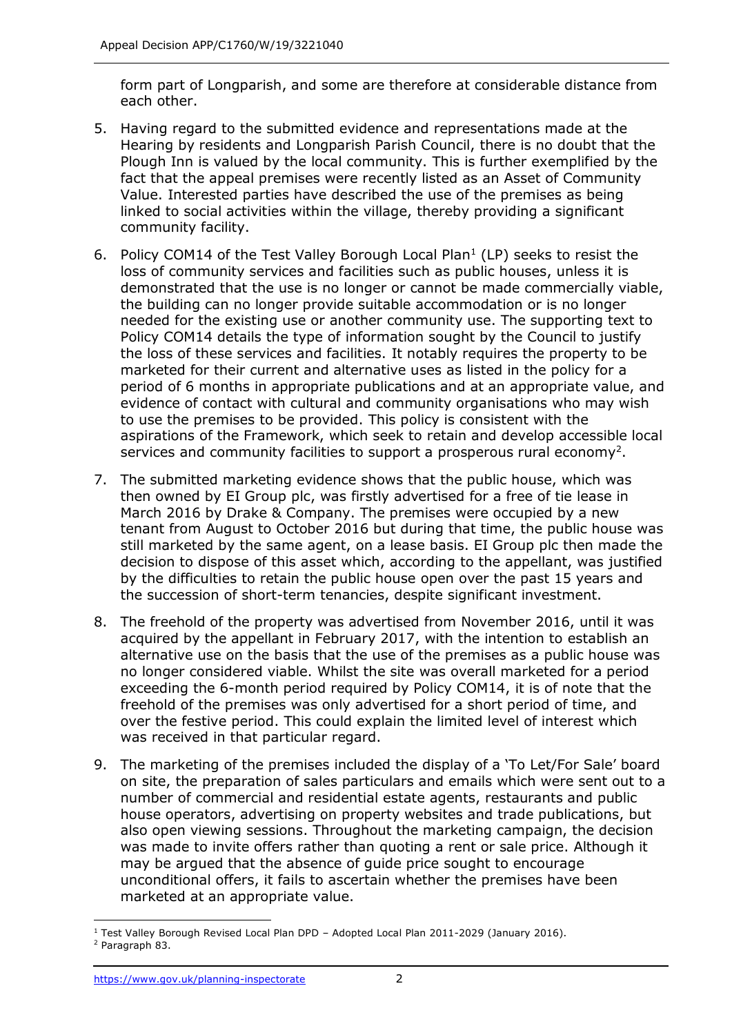form part of Longparish, and some are therefore at considerable distance from each other.

5. Having regard to the submitted evidence and representations made at the Hearing by residents and Longparish Parish Council, there is no doubt that the Plough Inn is valued by the local community. This is further exemplified by the fact that the appeal premises were recently listed as an Asset of Community Value. Interested parties have described the use of the premises as being linked to social activities within the village, thereby providing a significant community facility.

6. Policy COM14 of the Test Valley Borough Local Plan[1] (LP) seeks to resist the loss of community services and facilities such as public houses, unless it is demonstrated that the use is no longer or cannot be made commercially viable, the building can no longer provide suitable accommodation or is no longer needed for the existing use or another community use. The supporting text to Policy COM14 details the type of information sought by the Council to justify the loss of these services and facilities. It notably requires the property to be marketed for their current and alternative uses as listed in the policy for a period of 6 months in appropriate publications and at an appropriate value, and evidence of contact with cultural and community organisations who may wish to use the premises to be provided. This policy is consistent with the aspirations of the Framework, which seek to retain and develop accessible local services and community facilities to support a prosperous rural economy[2].

7. The submitted marketing evidence shows that the public house, which was then owned by EI Group plc, was firstly advertised for a free of tie lease in March 2016 by Drake & Company. The premises were occupied by a new tenant from August to October 2016 but during that time, the public house was still marketed by the same agent, on a lease basis. EI Group plc then made the decision to dispose of this asset which, according to the appellant, was justified by the difficulties to retain the public house open over the past 15 years and the succession of short-term tenancies, despite significant investment.

8. The freehold of the property was advertised from November 2016, until it was acquired by the appellant in February 2017, with the intention to establish an alternative use on the basis that the use of the premises as a public house was no longer considered viable. Whilst the site was overall marketed for a period exceeding the 6-month period required by Policy COM14, it is of note that the freehold of the premises was only advertised for a short period of time, and over the festive period. This could explain the limited level of interest which was received in that particular regard.

9. The marketing of the premises included the display of a 'To Let/For Sale' board on site, the preparation of sales particulars and emails which were sent out to a number of commercial and residential estate agents, restaurants and public house operators, advertising on property websites and trade publications, but also open viewing sessions. Throughout the marketing campaign, the decision was made to invite offers rather than quoting a rent or sale price. Although it may be argued that the absence of guide price sought to encourage unconditional offers, it fails to ascertain whether the premises have been marketed at an appropriate value.

---

[1] Test Valley Borough Revised Local Plan DPD – Adopted Local Plan 2011-2029 (January 2016).

[2] Paragraph 83.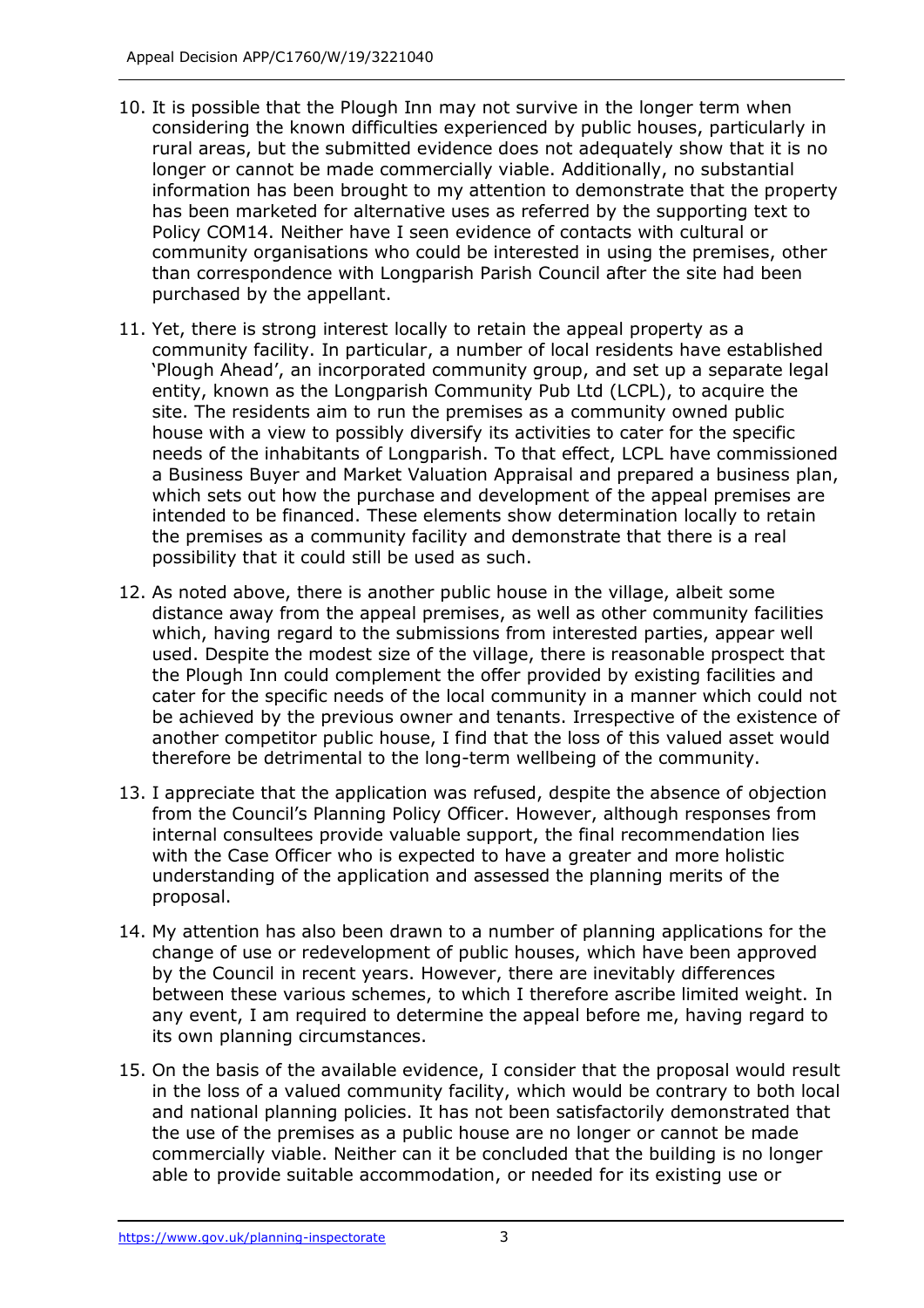10. It is possible that the Plough Inn may not survive in the longer term when considering the known difficulties experienced by public houses, particularly in rural areas, but the submitted evidence does not adequately show that it is no longer or cannot be made commercially viable. Additionally, no substantial information has been brought to my attention to demonstrate that the property has been marketed for alternative uses as referred by the supporting text to Policy COM14. Neither have I seen evidence of contacts with cultural or community organisations who could be interested in using the premises, other than correspondence with Longparish Parish Council after the site had been purchased by the appellant.

11. Yet, there is strong interest locally to retain the appeal property as a community facility. In particular, a number of local residents have established 'Plough Ahead', an incorporated community group, and set up a separate legal entity, known as the Longparish Community Pub Ltd (LCPL), to acquire the site. The residents aim to run the premises as a community owned public house with a view to possibly diversify its activities to cater for the specific needs of the inhabitants of Longparish. To that effect, LCPL have commissioned a Business Buyer and Market Valuation Appraisal and prepared a business plan, which sets out how the purchase and development of the appeal premises are intended to be financed. These elements show determination locally to retain the premises as a community facility and demonstrate that there is a real possibility that it could still be used as such.

12. As noted above, there is another public house in the village, albeit some distance away from the appeal premises, as well as other community facilities which, having regard to the submissions from interested parties, appear well used. Despite the modest size of the village, there is reasonable prospect that the Plough Inn could complement the offer provided by existing facilities and cater for the specific needs of the local community in a manner which could not be achieved by the previous owner and tenants. Irrespective of the existence of another competitor public house, I find that the loss of this valued asset would therefore be detrimental to the long-term wellbeing of the community.

13. I appreciate that the application was refused, despite the absence of objection from the Council's Planning Policy Officer. However, although responses from internal consultees provide valuable support, the final recommendation lies with the Case Officer who is expected to have a greater and more holistic understanding of the application and assessed the planning merits of the proposal.

14. My attention has also been drawn to a number of planning applications for the change of use or redevelopment of public houses, which have been approved by the Council in recent years. However, there are inevitably differences between these various schemes, to which I therefore ascribe limited weight. In any event, I am required to determine the appeal before me, having regard to its own planning circumstances.

15. On the basis of the available evidence, I consider that the proposal would result in the loss of a valued community facility, which would be contrary to both local and national planning policies. It has not been satisfactorily demonstrated that the use of the premises as a public house are no longer or cannot be made commercially viable. Neither can it be concluded that the building is no longer able to provide suitable accommodation, or needed for its existing use or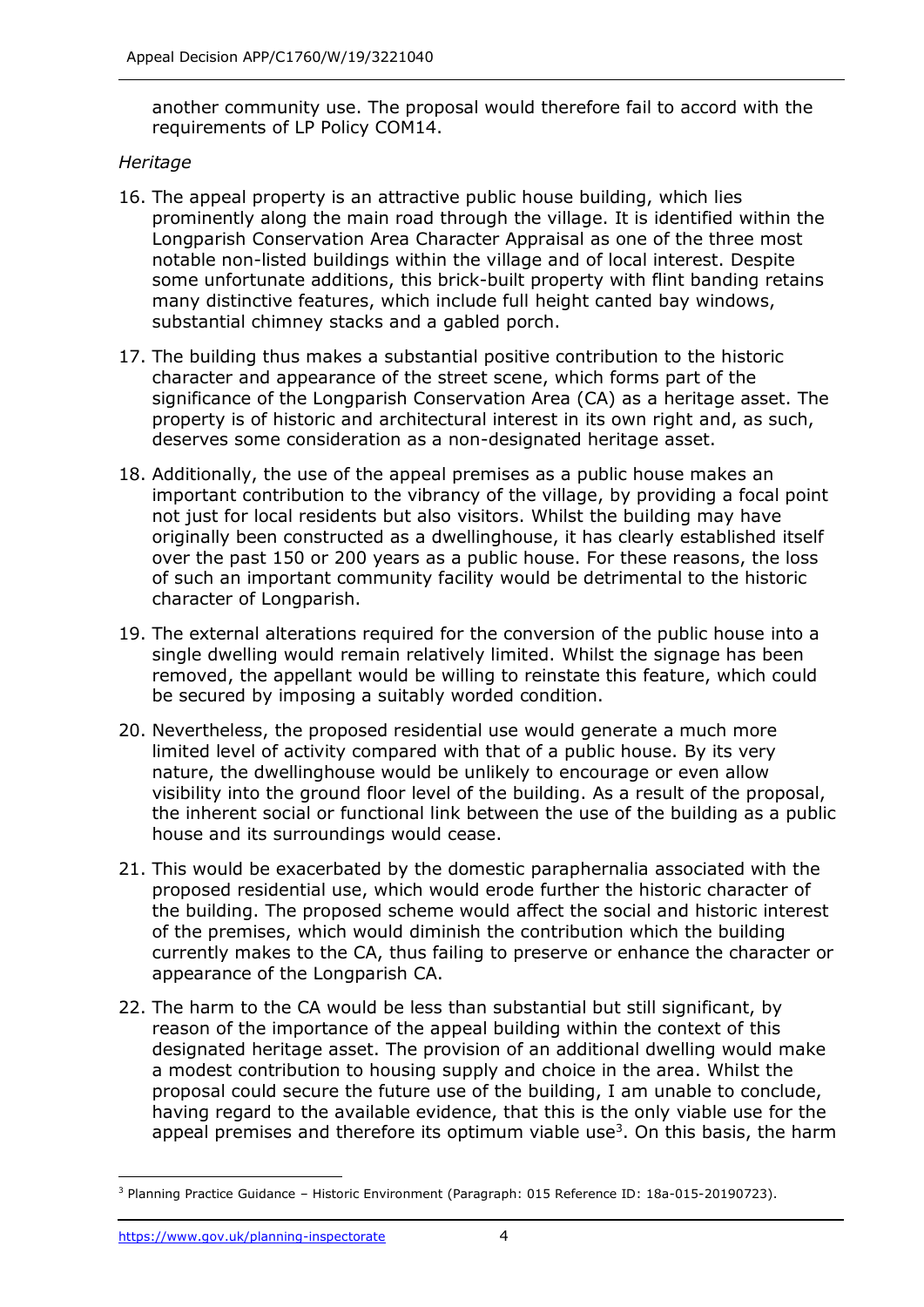another community use. The proposal would therefore fail to accord with the requirements of LP Policy COM14.

*Heritage*

16. The appeal property is an attractive public house building, which lies prominently along the main road through the village. It is identified within the Longparish Conservation Area Character Appraisal as one of the three most notable non-listed buildings within the village and of local interest. Despite some unfortunate additions, this brick-built property with flint banding retains many distinctive features, which include full height canted bay windows, substantial chimney stacks and a gabled porch.

17. The building thus makes a substantial positive contribution to the historic character and appearance of the street scene, which forms part of the significance of the Longparish Conservation Area (CA) as a heritage asset. The property is of historic and architectural interest in its own right and, as such, deserves some consideration as a non-designated heritage asset.

18. Additionally, the use of the appeal premises as a public house makes an important contribution to the vibrancy of the village, by providing a focal point not just for local residents but also visitors. Whilst the building may have originally been constructed as a dwellinghouse, it has clearly established itself over the past 150 or 200 years as a public house. For these reasons, the loss of such an important community facility would be detrimental to the historic character of Longparish.

19. The external alterations required for the conversion of the public house into a single dwelling would remain relatively limited. Whilst the signage has been removed, the appellant would be willing to reinstate this feature, which could be secured by imposing a suitably worded condition.

20. Nevertheless, the proposed residential use would generate a much more limited level of activity compared with that of a public house. By its very nature, the dwellinghouse would be unlikely to encourage or even allow visibility into the ground floor level of the building. As a result of the proposal, the inherent social or functional link between the use of the building as a public house and its surroundings would cease.

21. This would be exacerbated by the domestic paraphernalia associated with the proposed residential use, which would erode further the historic character of the building. The proposed scheme would affect the social and historic interest of the premises, which would diminish the contribution which the building currently makes to the CA, thus failing to preserve or enhance the character or appearance of the Longparish CA.

22. The harm to the CA would be less than substantial but still significant, by reason of the importance of the appeal building within the context of this designated heritage asset. The provision of an additional dwelling would make a modest contribution to housing supply and choice in the area. Whilst the proposal could secure the future use of the building, I am unable to conclude, having regard to the available evidence, that this is the only viable use for the appeal premises and therefore its optimum viable use[3]. On this basis, the harm

[3] Planning Practice Guidance – Historic Environment (Paragraph: 015 Reference ID: 18a-015-20190723).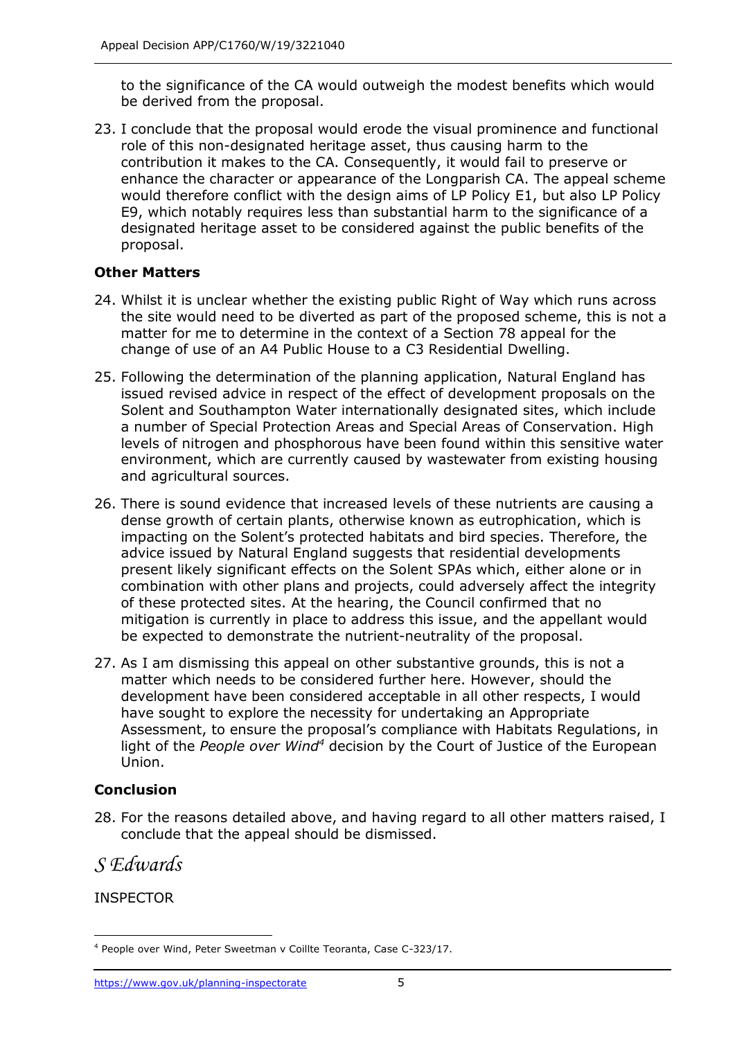to the significance of the CA would outweigh the modest benefits which would be derived from the proposal.

23. I conclude that the proposal would erode the visual prominence and functional role of this non-designated heritage asset, thus causing harm to the contribution it makes to the CA. Consequently, it would fail to preserve or enhance the character or appearance of the Longparish CA. The appeal scheme would therefore conflict with the design aims of LP Policy E1, but also LP Policy E9, which notably requires less than substantial harm to the significance of a designated heritage asset to be considered against the public benefits of the proposal.

## Other Matters

24. Whilst it is unclear whether the existing public Right of Way which runs across the site would need to be diverted as part of the proposed scheme, this is not a matter for me to determine in the context of a Section 78 appeal for the change of use of an A4 Public House to a C3 Residential Dwelling.

25. Following the determination of the planning application, Natural England has issued revised advice in respect of the effect of development proposals on the Solent and Southampton Water internationally designated sites, which include a number of Special Protection Areas and Special Areas of Conservation. High levels of nitrogen and phosphorous have been found within this sensitive water environment, which are currently caused by wastewater from existing housing and agricultural sources.

26. There is sound evidence that increased levels of these nutrients are causing a dense growth of certain plants, otherwise known as eutrophication, which is impacting on the Solent's protected habitats and bird species. Therefore, the advice issued by Natural England suggests that residential developments present likely significant effects on the Solent SPAs which, either alone or in combination with other plans and projects, could adversely affect the integrity of these protected sites. At the hearing, the Council confirmed that no mitigation is currently in place to address this issue, and the appellant would be expected to demonstrate the nutrient-neutrality of the proposal.

27. As I am dismissing this appeal on other substantive grounds, this is not a matter which needs to be considered further here. However, should the development have been considered acceptable in all other respects, I would have sought to explore the necessity for undertaking an Appropriate Assessment, to ensure the proposal's compliance with Habitats Regulations, in light of the *People over Wind*[4] decision by the Court of Justice of the European Union.

## Conclusion

28. For the reasons detailed above, and having regard to all other matters raised, I conclude that the appeal should be dismissed.

*S Edwards*

INSPECTOR

---

[4] People over Wind, Peter Sweetman v Coillte Teoranta, Case C-323/17.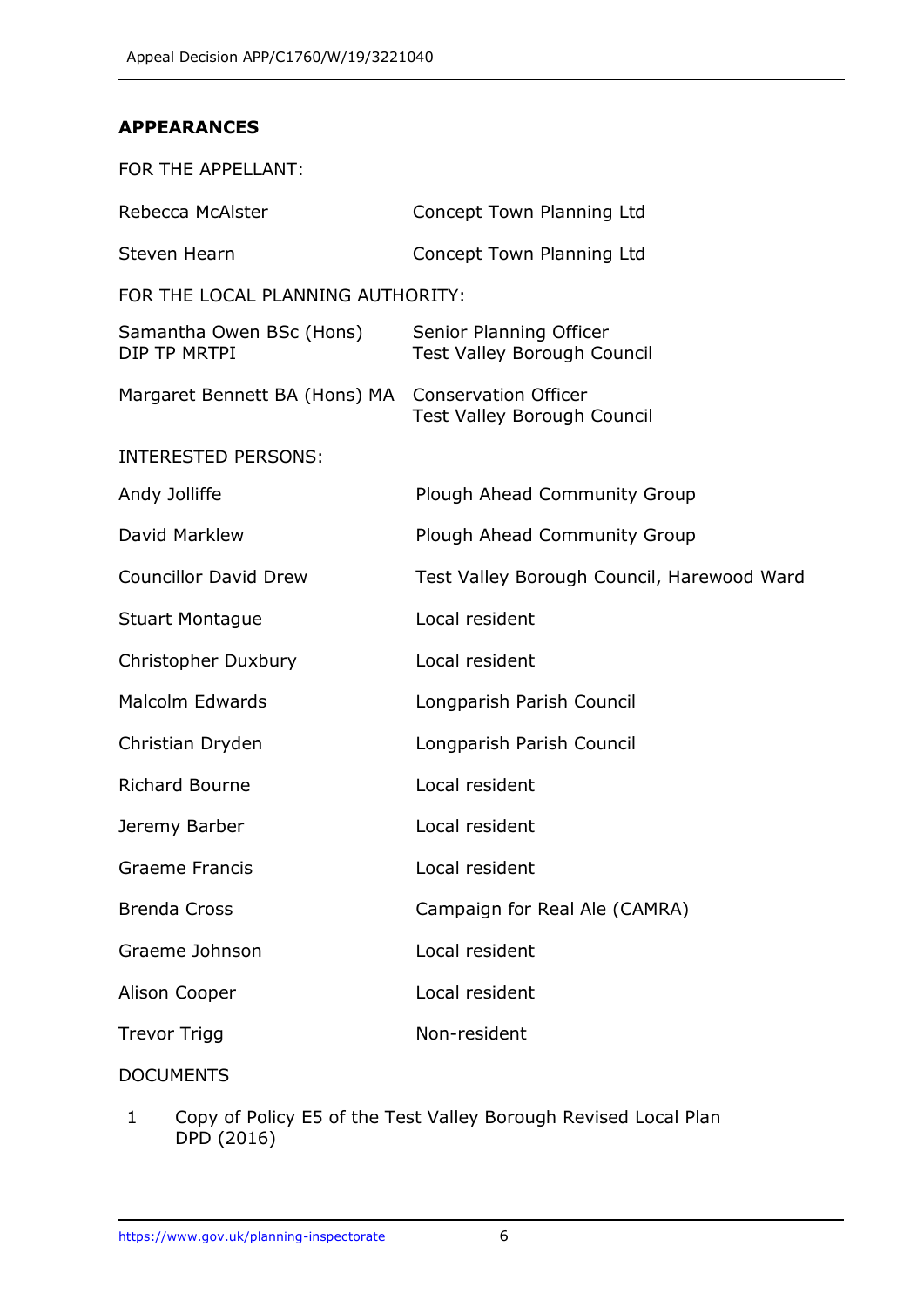## APPEARANCES

FOR THE APPELLANT:

| | |
|---|---|
| Rebecca McAlster | Concept Town Planning Ltd |
| Steven Hearn | Concept Town Planning Ltd |

FOR THE LOCAL PLANNING AUTHORITY:

| | |
|---|---|
| Samantha Owen BSc (Hons) DIP TP MRTPI | Senior Planning Officer Test Valley Borough Council |
| Margaret Bennett BA (Hons) MA | Conservation Officer Test Valley Borough Council |

INTERESTED PERSONS:

| | |
|---|---|
| Andy Jolliffe | Plough Ahead Community Group |
| David Marklew | Plough Ahead Community Group |
| Councillor David Drew | Test Valley Borough Council, Harewood Ward |
| Stuart Montague | Local resident |
| Christopher Duxbury | Local resident |
| Malcolm Edwards | Longparish Parish Council |
| Christian Dryden | Longparish Parish Council |
| Richard Bourne | Local resident |
| Jeremy Barber | Local resident |
| Graeme Francis | Local resident |
| Brenda Cross | Campaign for Real Ale (CAMRA) |
| Graeme Johnson | Local resident |
| Alison Cooper | Local resident |
| Trevor Trigg | Non-resident |

DOCUMENTS

1 Copy of Policy E5 of the Test Valley Borough Revised Local Plan DPD (2016)